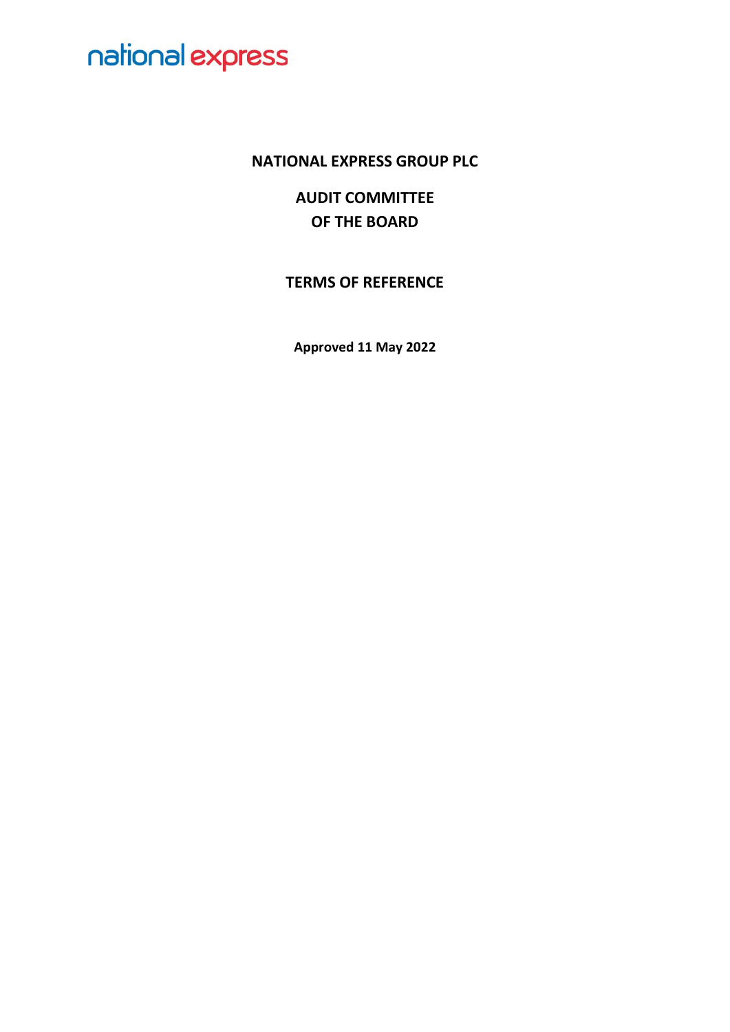national express

# NATIONAL EXPRESS GROUP PLC

## AUDIT COMMITTEE OF THE BOARD

## TERMS OF REFERENCE

**Approved 11 May 2022**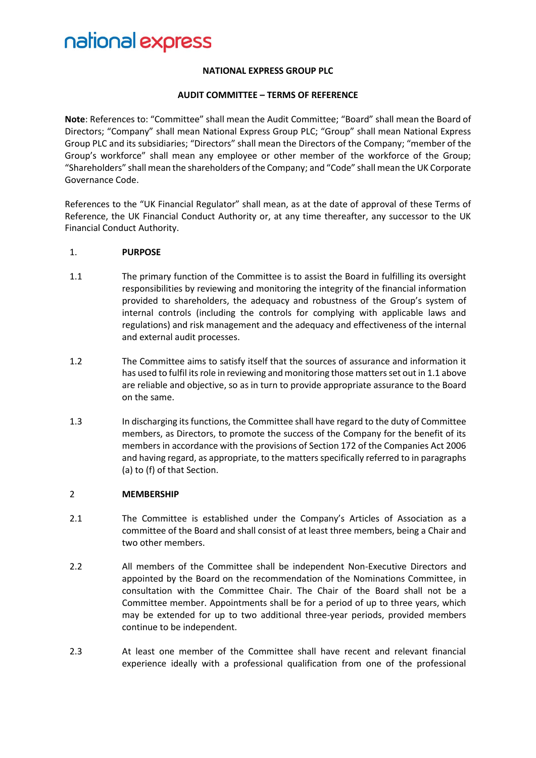**NATIONAL EXPRESS GROUP PLC**

**AUDIT COMMITTEE – TERMS OF REFERENCE**

**Note**: References to: "Committee" shall mean the Audit Committee; "Board" shall mean the Board of Directors; "Company" shall mean National Express Group PLC; "Group" shall mean National Express Group PLC and its subsidiaries; "Directors" shall mean the Directors of the Company; "member of the Group's workforce" shall mean any employee or other member of the workforce of the Group; "Shareholders" shall mean the shareholders of the Company; and "Code" shall mean the UK Corporate Governance Code.

References to the "UK Financial Regulator" shall mean, as at the date of approval of these Terms of Reference, the UK Financial Conduct Authority or, at any time thereafter, any successor to the UK Financial Conduct Authority.

1. **PURPOSE**

1.1 The primary function of the Committee is to assist the Board in fulfilling its oversight responsibilities by reviewing and monitoring the integrity of the financial information provided to shareholders, the adequacy and robustness of the Group's system of internal controls (including the controls for complying with applicable laws and regulations) and risk management and the adequacy and effectiveness of the internal and external audit processes.

1.2 The Committee aims to satisfy itself that the sources of assurance and information it has used to fulfil its role in reviewing and monitoring those matters set out in 1.1 above are reliable and objective, so as in turn to provide appropriate assurance to the Board on the same.

1.3 In discharging its functions, the Committee shall have regard to the duty of Committee members, as Directors, to promote the success of the Company for the benefit of its members in accordance with the provisions of Section 172 of the Companies Act 2006 and having regard, as appropriate, to the matters specifically referred to in paragraphs (a) to (f) of that Section.

2 **MEMBERSHIP**

2.1 The Committee is established under the Company's Articles of Association as a committee of the Board and shall consist of at least three members, being a Chair and two other members.

2.2 All members of the Committee shall be independent Non-Executive Directors and appointed by the Board on the recommendation of the Nominations Committee, in consultation with the Committee Chair. The Chair of the Board shall not be a Committee member. Appointments shall be for a period of up to three years, which may be extended for up to two additional three-year periods, provided members continue to be independent.

2.3 At least one member of the Committee shall have recent and relevant financial experience ideally with a professional qualification from one of the professional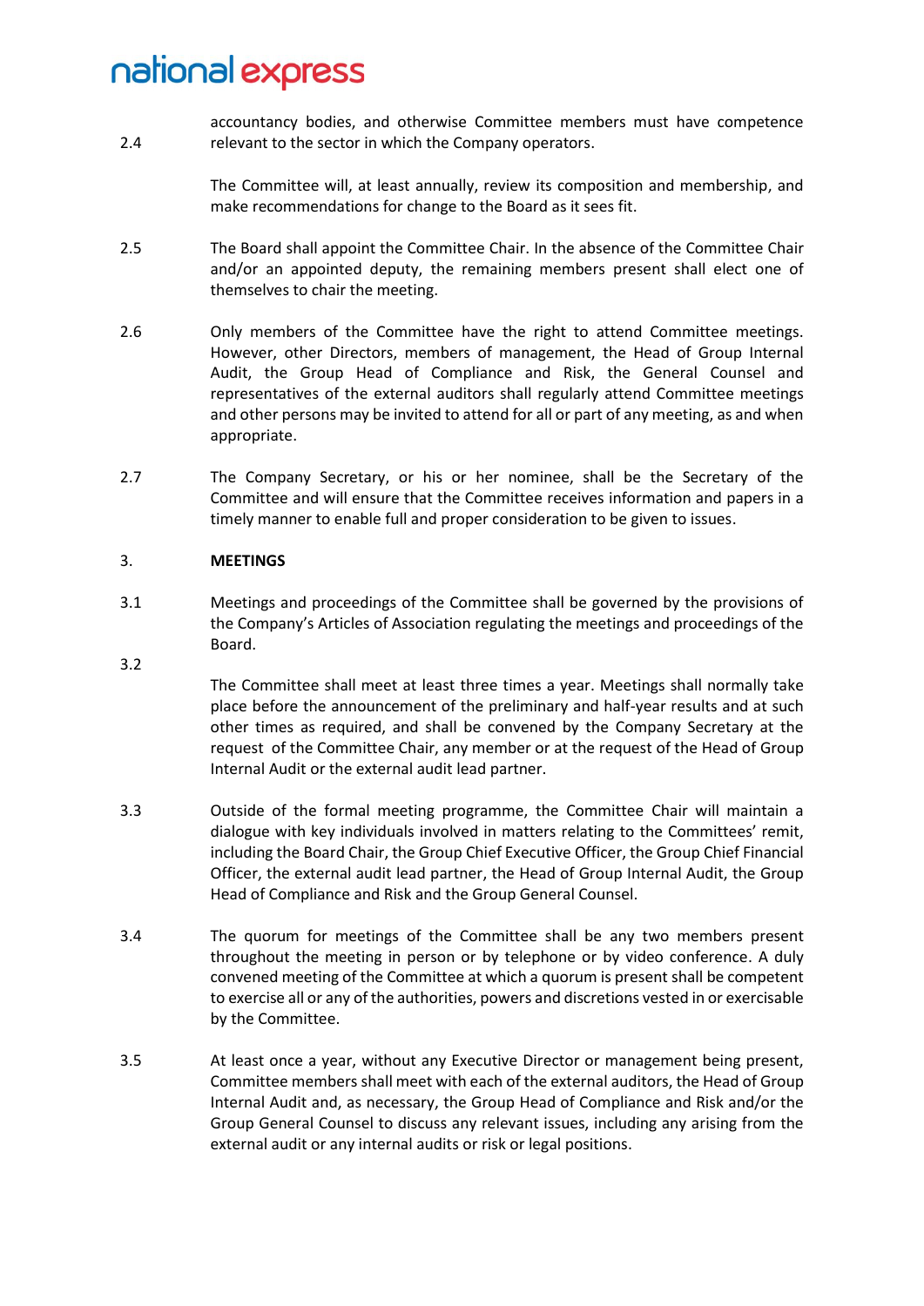accountancy bodies, and otherwise Committee members must have competence relevant to the sector in which the Company operators.

2.4 The Committee will, at least annually, review its composition and membership, and make recommendations for change to the Board as it sees fit.

2.5 The Board shall appoint the Committee Chair. In the absence of the Committee Chair and/or an appointed deputy, the remaining members present shall elect one of themselves to chair the meeting.

2.6 Only members of the Committee have the right to attend Committee meetings. However, other Directors, members of management, the Head of Group Internal Audit, the Group Head of Compliance and Risk, the General Counsel and representatives of the external auditors shall regularly attend Committee meetings and other persons may be invited to attend for all or part of any meeting, as and when appropriate.

2.7 The Company Secretary, or his or her nominee, shall be the Secretary of the Committee and will ensure that the Committee receives information and papers in a timely manner to enable full and proper consideration to be given to issues.

## 3. MEETINGS

3.1 Meetings and proceedings of the Committee shall be governed by the provisions of the Company's Articles of Association regulating the meetings and proceedings of the Board.

3.2 The Committee shall meet at least three times a year. Meetings shall normally take place before the announcement of the preliminary and half-year results and at such other times as required, and shall be convened by the Company Secretary at the request of the Committee Chair, any member or at the request of the Head of Group Internal Audit or the external audit lead partner.

3.3 Outside of the formal meeting programme, the Committee Chair will maintain a dialogue with key individuals involved in matters relating to the Committees' remit, including the Board Chair, the Group Chief Executive Officer, the Group Chief Financial Officer, the external audit lead partner, the Head of Group Internal Audit, the Group Head of Compliance and Risk and the Group General Counsel.

3.4 The quorum for meetings of the Committee shall be any two members present throughout the meeting in person or by telephone or by video conference. A duly convened meeting of the Committee at which a quorum is present shall be competent to exercise all or any of the authorities, powers and discretions vested in or exercisable by the Committee.

3.5 At least once a year, without any Executive Director or management being present, Committee members shall meet with each of the external auditors, the Head of Group Internal Audit and, as necessary, the Group Head of Compliance and Risk and/or the Group General Counsel to discuss any relevant issues, including any arising from the external audit or any internal audits or risk or legal positions.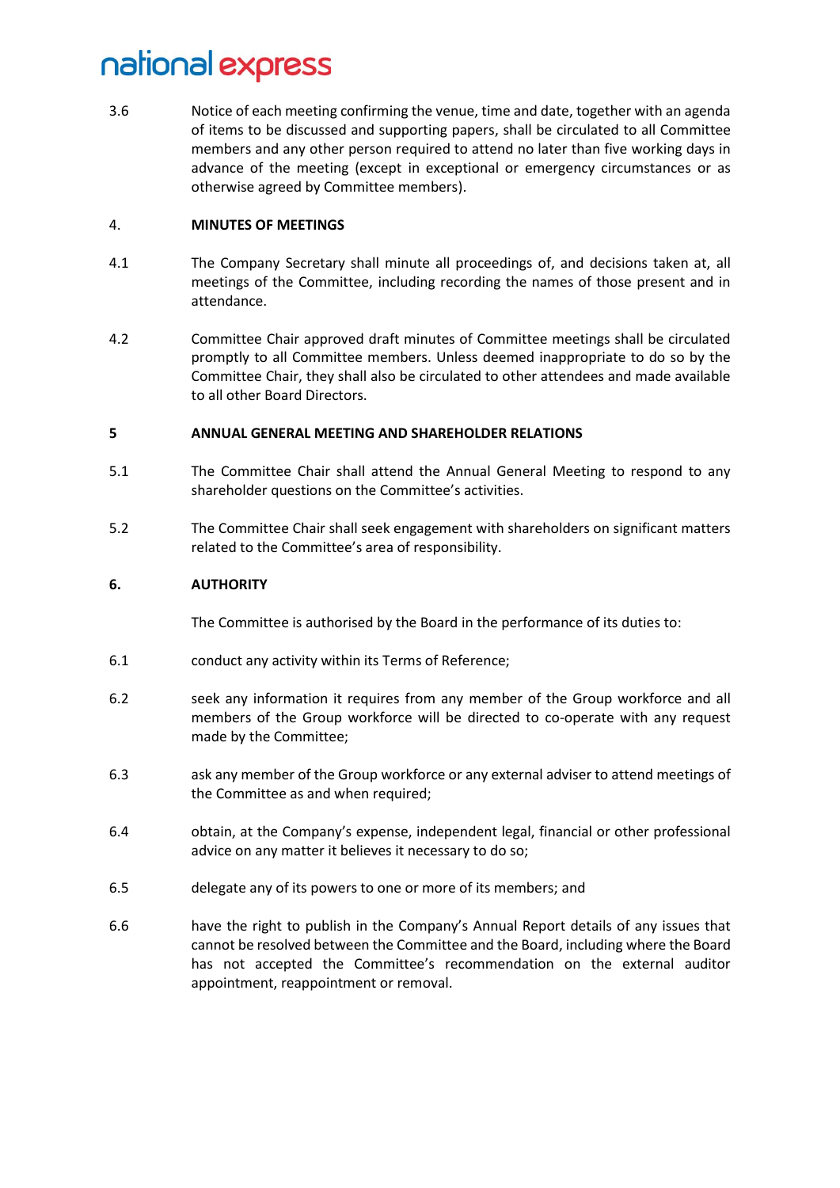3.6 Notice of each meeting confirming the venue, time and date, together with an agenda of items to be discussed and supporting papers, shall be circulated to all Committee members and any other person required to attend no later than five working days in advance of the meeting (except in exceptional or emergency circumstances or as otherwise agreed by Committee members).

## 4. MINUTES OF MEETINGS

4.1 The Company Secretary shall minute all proceedings of, and decisions taken at, all meetings of the Committee, including recording the names of those present and in attendance.

4.2 Committee Chair approved draft minutes of Committee meetings shall be circulated promptly to all Committee members. Unless deemed inappropriate to do so by the Committee Chair, they shall also be circulated to other attendees and made available to all other Board Directors.

## 5 ANNUAL GENERAL MEETING AND SHAREHOLDER RELATIONS

5.1 The Committee Chair shall attend the Annual General Meeting to respond to any shareholder questions on the Committee's activities.

5.2 The Committee Chair shall seek engagement with shareholders on significant matters related to the Committee's area of responsibility.

## 6. AUTHORITY

The Committee is authorised by the Board in the performance of its duties to:

6.1 conduct any activity within its Terms of Reference;

6.2 seek any information it requires from any member of the Group workforce and all members of the Group workforce will be directed to co-operate with any request made by the Committee;

6.3 ask any member of the Group workforce or any external adviser to attend meetings of the Committee as and when required;

6.4 obtain, at the Company's expense, independent legal, financial or other professional advice on any matter it believes it necessary to do so;

6.5 delegate any of its powers to one or more of its members; and

6.6 have the right to publish in the Company's Annual Report details of any issues that cannot be resolved between the Committee and the Board, including where the Board has not accepted the Committee's recommendation on the external auditor appointment, reappointment or removal.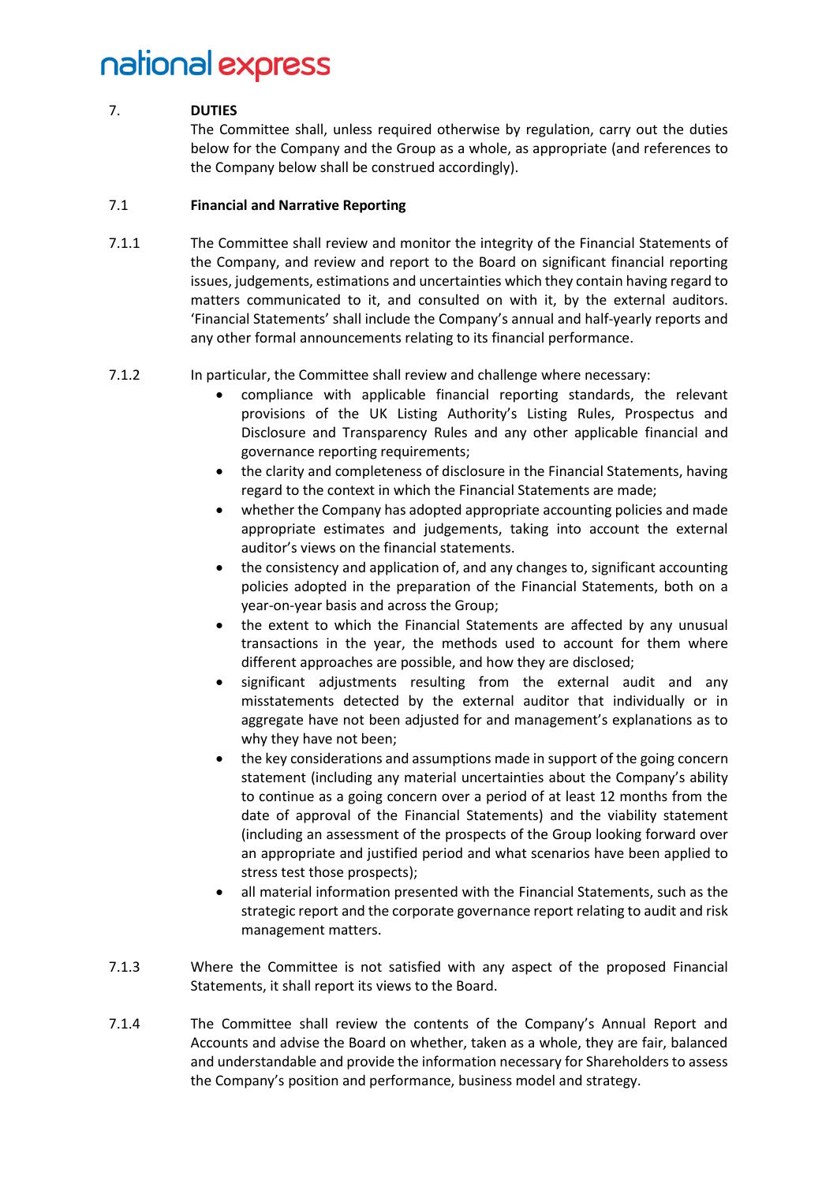## 7. DUTIES

The Committee shall, unless required otherwise by regulation, carry out the duties below for the Company and the Group as a whole, as appropriate (and references to the Company below shall be construed accordingly).

### 7.1 Financial and Narrative Reporting

7.1.1 The Committee shall review and monitor the integrity of the Financial Statements of the Company, and review and report to the Board on significant financial reporting issues, judgements, estimations and uncertainties which they contain having regard to matters communicated to it, and consulted on with it, by the external auditors. 'Financial Statements' shall include the Company's annual and half-yearly reports and any other formal announcements relating to its financial performance.

7.1.2 In particular, the Committee shall review and challenge where necessary:

- compliance with applicable financial reporting standards, the relevant provisions of the UK Listing Authority's Listing Rules, Prospectus and Disclosure and Transparency Rules and any other applicable financial and governance reporting requirements;
- the clarity and completeness of disclosure in the Financial Statements, having regard to the context in which the Financial Statements are made;
- whether the Company has adopted appropriate accounting policies and made appropriate estimates and judgements, taking into account the external auditor's views on the financial statements.
- the consistency and application of, and any changes to, significant accounting policies adopted in the preparation of the Financial Statements, both on a year-on-year basis and across the Group;
- the extent to which the Financial Statements are affected by any unusual transactions in the year, the methods used to account for them where different approaches are possible, and how they are disclosed;
- significant adjustments resulting from the external audit and any misstatements detected by the external auditor that individually or in aggregate have not been adjusted for and management's explanations as to why they have not been;
- the key considerations and assumptions made in support of the going concern statement (including any material uncertainties about the Company's ability to continue as a going concern over a period of at least 12 months from the date of approval of the Financial Statements) and the viability statement (including an assessment of the prospects of the Group looking forward over an appropriate and justified period and what scenarios have been applied to stress test those prospects);
- all material information presented with the Financial Statements, such as the strategic report and the corporate governance report relating to audit and risk management matters.

7.1.3 Where the Committee is not satisfied with any aspect of the proposed Financial Statements, it shall report its views to the Board.

7.1.4 The Committee shall review the contents of the Company's Annual Report and Accounts and advise the Board on whether, taken as a whole, they are fair, balanced and understandable and provide the information necessary for Shareholders to assess the Company's position and performance, business model and strategy.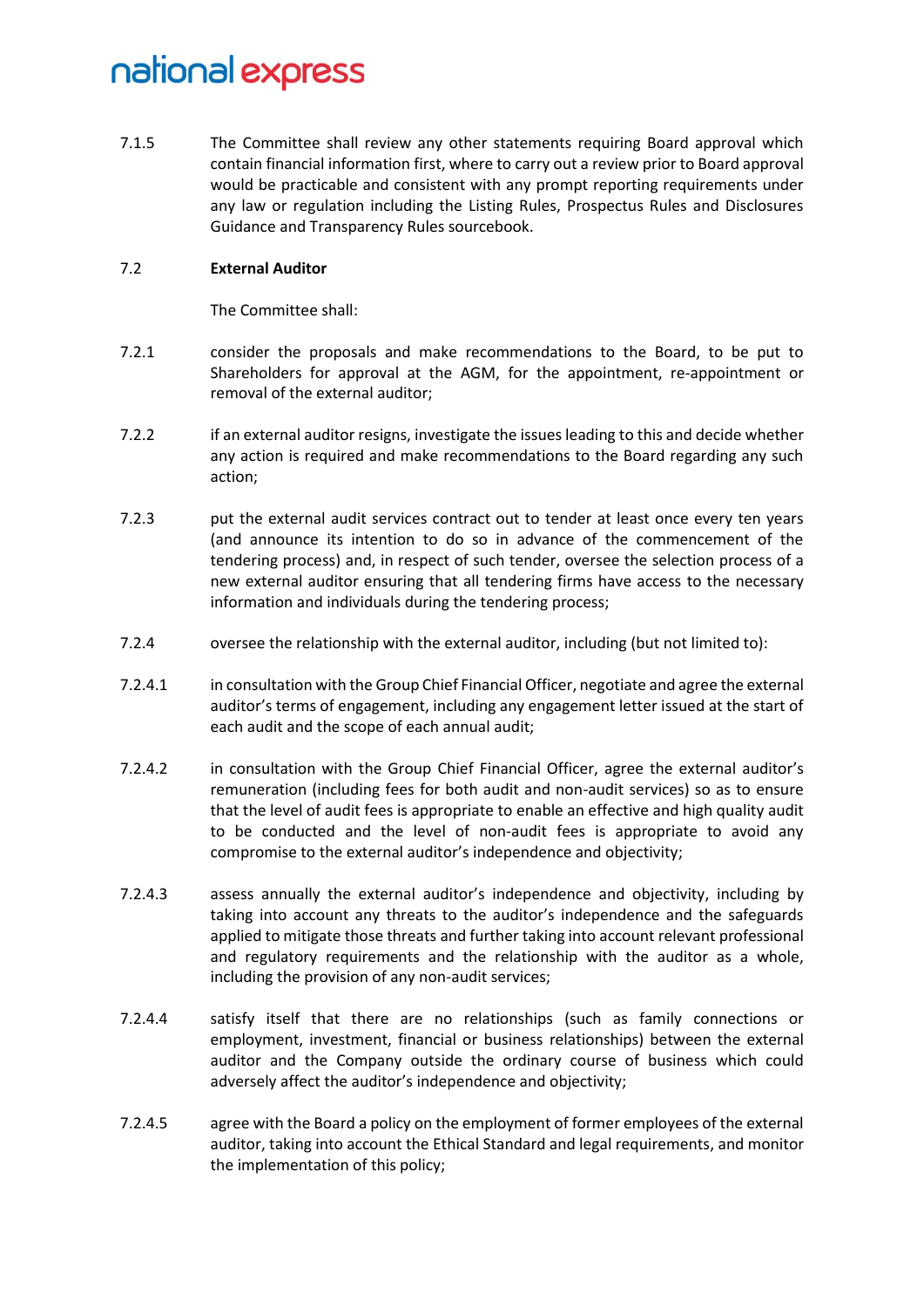7.1.5 The Committee shall review any other statements requiring Board approval which contain financial information first, where to carry out a review prior to Board approval would be practicable and consistent with any prompt reporting requirements under any law or regulation including the Listing Rules, Prospectus Rules and Disclosures Guidance and Transparency Rules sourcebook.

7.2 **External Auditor**

The Committee shall:

7.2.1 consider the proposals and make recommendations to the Board, to be put to Shareholders for approval at the AGM, for the appointment, re-appointment or removal of the external auditor;

7.2.2 if an external auditor resigns, investigate the issues leading to this and decide whether any action is required and make recommendations to the Board regarding any such action;

7.2.3 put the external audit services contract out to tender at least once every ten years (and announce its intention to do so in advance of the commencement of the tendering process) and, in respect of such tender, oversee the selection process of a new external auditor ensuring that all tendering firms have access to the necessary information and individuals during the tendering process;

7.2.4 oversee the relationship with the external auditor, including (but not limited to):

7.2.4.1 in consultation with the Group Chief Financial Officer, negotiate and agree the external auditor's terms of engagement, including any engagement letter issued at the start of each audit and the scope of each annual audit;

7.2.4.2 in consultation with the Group Chief Financial Officer, agree the external auditor's remuneration (including fees for both audit and non-audit services) so as to ensure that the level of audit fees is appropriate to enable an effective and high quality audit to be conducted and the level of non-audit fees is appropriate to avoid any compromise to the external auditor's independence and objectivity;

7.2.4.3 assess annually the external auditor's independence and objectivity, including by taking into account any threats to the auditor's independence and the safeguards applied to mitigate those threats and further taking into account relevant professional and regulatory requirements and the relationship with the auditor as a whole, including the provision of any non-audit services;

7.2.4.4 satisfy itself that there are no relationships (such as family connections or employment, investment, financial or business relationships) between the external auditor and the Company outside the ordinary course of business which could adversely affect the auditor's independence and objectivity;

7.2.4.5 agree with the Board a policy on the employment of former employees of the external auditor, taking into account the Ethical Standard and legal requirements, and monitor the implementation of this policy;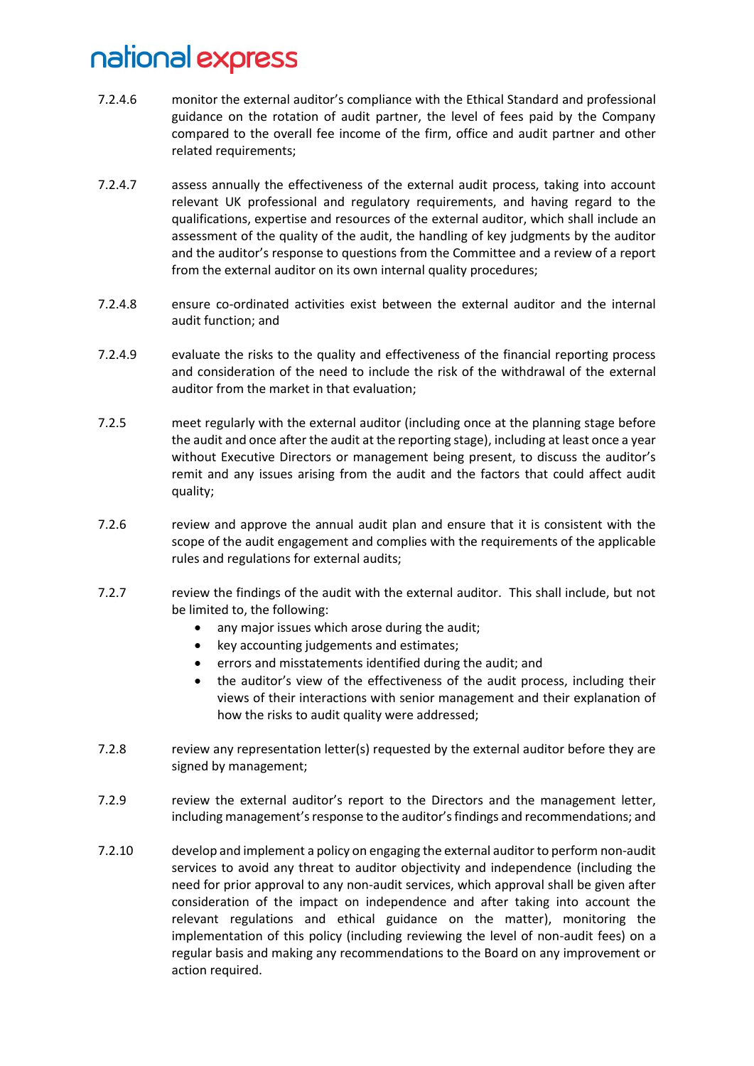7.2.4.6 monitor the external auditor's compliance with the Ethical Standard and professional guidance on the rotation of audit partner, the level of fees paid by the Company compared to the overall fee income of the firm, office and audit partner and other related requirements;

7.2.4.7 assess annually the effectiveness of the external audit process, taking into account relevant UK professional and regulatory requirements, and having regard to the qualifications, expertise and resources of the external auditor, which shall include an assessment of the quality of the audit, the handling of key judgments by the auditor and the auditor's response to questions from the Committee and a review of a report from the external auditor on its own internal quality procedures;

7.2.4.8 ensure co-ordinated activities exist between the external auditor and the internal audit function; and

7.2.4.9 evaluate the risks to the quality and effectiveness of the financial reporting process and consideration of the need to include the risk of the withdrawal of the external auditor from the market in that evaluation;

7.2.5 meet regularly with the external auditor (including once at the planning stage before the audit and once after the audit at the reporting stage), including at least once a year without Executive Directors or management being present, to discuss the auditor's remit and any issues arising from the audit and the factors that could affect audit quality;

7.2.6 review and approve the annual audit plan and ensure that it is consistent with the scope of the audit engagement and complies with the requirements of the applicable rules and regulations for external audits;

7.2.7 review the findings of the audit with the external auditor. This shall include, but not be limited to, the following:

- any major issues which arose during the audit;
- key accounting judgements and estimates;
- errors and misstatements identified during the audit; and
- the auditor's view of the effectiveness of the audit process, including their views of their interactions with senior management and their explanation of how the risks to audit quality were addressed;

7.2.8 review any representation letter(s) requested by the external auditor before they are signed by management;

7.2.9 review the external auditor's report to the Directors and the management letter, including management's response to the auditor's findings and recommendations; and

7.2.10 develop and implement a policy on engaging the external auditor to perform non-audit services to avoid any threat to auditor objectivity and independence (including the need for prior approval to any non-audit services, which approval shall be given after consideration of the impact on independence and after taking into account the relevant regulations and ethical guidance on the matter), monitoring the implementation of this policy (including reviewing the level of non-audit fees) on a regular basis and making any recommendations to the Board on any improvement or action required.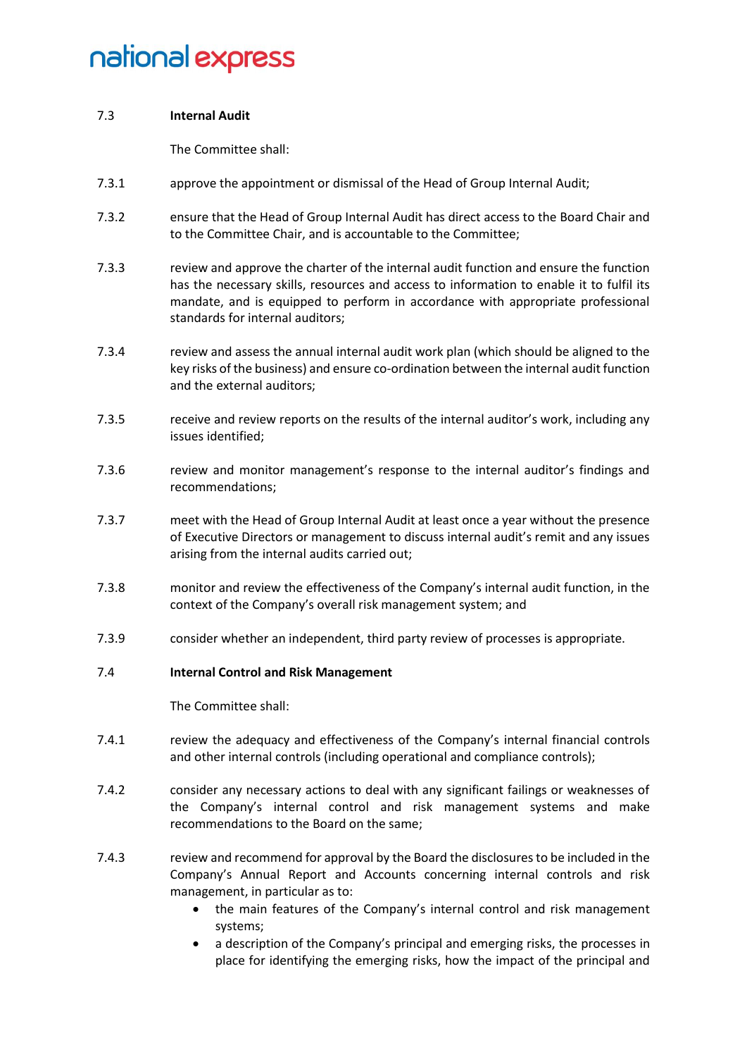7.3 **Internal Audit**

The Committee shall:

7.3.1 approve the appointment or dismissal of the Head of Group Internal Audit;

7.3.2 ensure that the Head of Group Internal Audit has direct access to the Board Chair and to the Committee Chair, and is accountable to the Committee;

7.3.3 review and approve the charter of the internal audit function and ensure the function has the necessary skills, resources and access to information to enable it to fulfil its mandate, and is equipped to perform in accordance with appropriate professional standards for internal auditors;

7.3.4 review and assess the annual internal audit work plan (which should be aligned to the key risks of the business) and ensure co-ordination between the internal audit function and the external auditors;

7.3.5 receive and review reports on the results of the internal auditor's work, including any issues identified;

7.3.6 review and monitor management's response to the internal auditor's findings and recommendations;

7.3.7 meet with the Head of Group Internal Audit at least once a year without the presence of Executive Directors or management to discuss internal audit's remit and any issues arising from the internal audits carried out;

7.3.8 monitor and review the effectiveness of the Company's internal audit function, in the context of the Company's overall risk management system; and

7.3.9 consider whether an independent, third party review of processes is appropriate.

7.4 **Internal Control and Risk Management**

The Committee shall:

7.4.1 review the adequacy and effectiveness of the Company's internal financial controls and other internal controls (including operational and compliance controls);

7.4.2 consider any necessary actions to deal with any significant failings or weaknesses of the Company's internal control and risk management systems and make recommendations to the Board on the same;

7.4.3 review and recommend for approval by the Board the disclosures to be included in the Company's Annual Report and Accounts concerning internal controls and risk management, in particular as to:

- the main features of the Company's internal control and risk management systems;
- a description of the Company's principal and emerging risks, the processes in place for identifying the emerging risks, how the impact of the principal and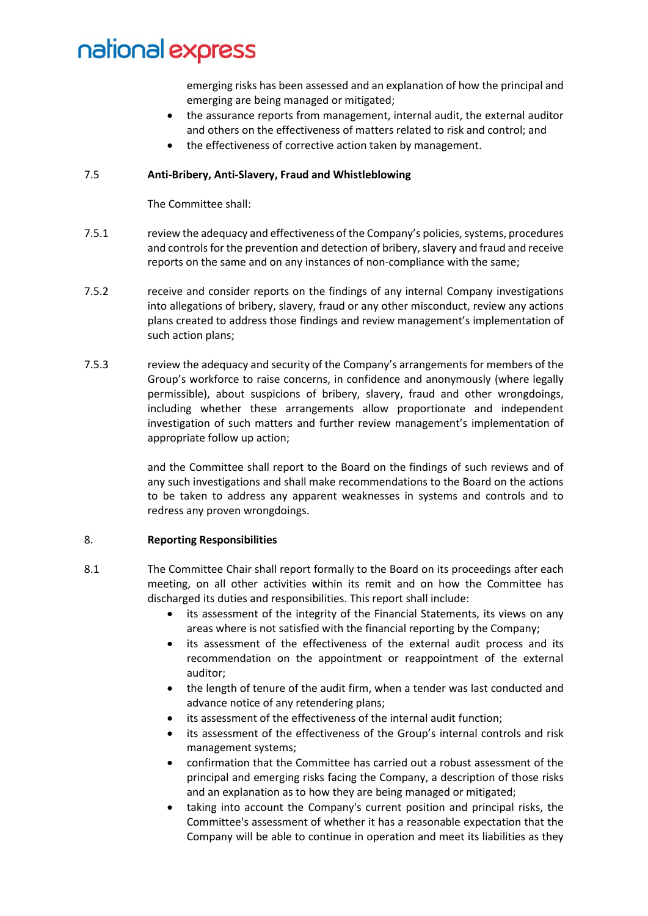emerging risks has been assessed and an explanation of how the principal and emerging are being managed or mitigated;

- the assurance reports from management, internal audit, the external auditor and others on the effectiveness of matters related to risk and control; and
- the effectiveness of corrective action taken by management.

7.5 **Anti-Bribery, Anti-Slavery, Fraud and Whistleblowing**

The Committee shall:

7.5.1 review the adequacy and effectiveness of the Company's policies, systems, procedures and controls for the prevention and detection of bribery, slavery and fraud and receive reports on the same and on any instances of non-compliance with the same;

7.5.2 receive and consider reports on the findings of any internal Company investigations into allegations of bribery, slavery, fraud or any other misconduct, review any actions plans created to address those findings and review management's implementation of such action plans;

7.5.3 review the adequacy and security of the Company's arrangements for members of the Group's workforce to raise concerns, in confidence and anonymously (where legally permissible), about suspicions of bribery, slavery, fraud and other wrongdoings, including whether these arrangements allow proportionate and independent investigation of such matters and further review management's implementation of appropriate follow up action;

and the Committee shall report to the Board on the findings of such reviews and of any such investigations and shall make recommendations to the Board on the actions to be taken to address any apparent weaknesses in systems and controls and to redress any proven wrongdoings.

8. **Reporting Responsibilities**

8.1 The Committee Chair shall report formally to the Board on its proceedings after each meeting, on all other activities within its remit and on how the Committee has discharged its duties and responsibilities. This report shall include:

- its assessment of the integrity of the Financial Statements, its views on any areas where is not satisfied with the financial reporting by the Company;
- its assessment of the effectiveness of the external audit process and its recommendation on the appointment or reappointment of the external auditor;
- the length of tenure of the audit firm, when a tender was last conducted and advance notice of any retendering plans;
- its assessment of the effectiveness of the internal audit function;
- its assessment of the effectiveness of the Group's internal controls and risk management systems;
- confirmation that the Committee has carried out a robust assessment of the principal and emerging risks facing the Company, a description of those risks and an explanation as to how they are being managed or mitigated;
- taking into account the Company's current position and principal risks, the Committee's assessment of whether it has a reasonable expectation that the Company will be able to continue in operation and meet its liabilities as they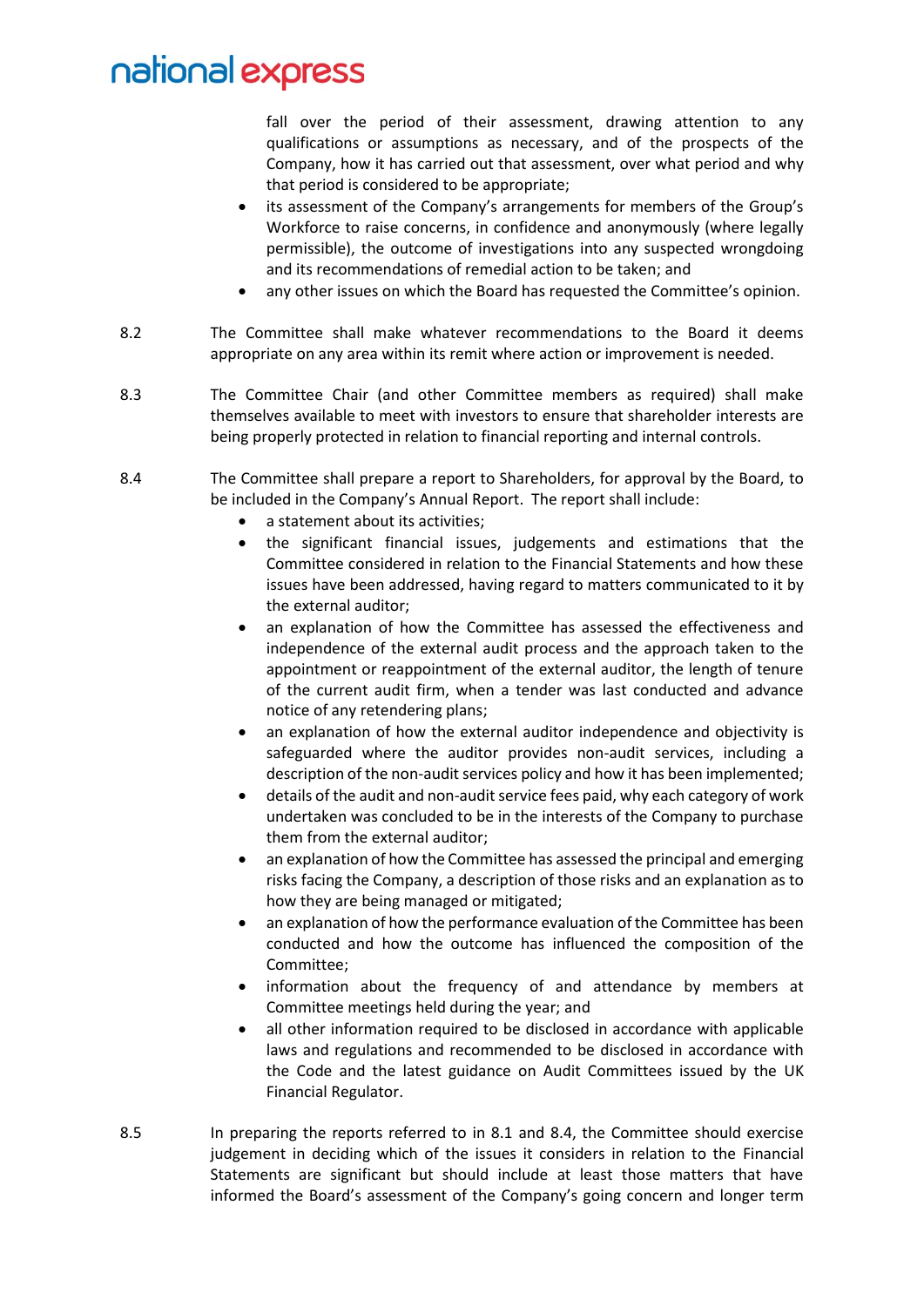fall over the period of their assessment, drawing attention to any qualifications or assumptions as necessary, and of the prospects of the Company, how it has carried out that assessment, over what period and why that period is considered to be appropriate;

- its assessment of the Company's arrangements for members of the Group's Workforce to raise concerns, in confidence and anonymously (where legally permissible), the outcome of investigations into any suspected wrongdoing and its recommendations of remedial action to be taken; and
- any other issues on which the Board has requested the Committee's opinion.

8.2 The Committee shall make whatever recommendations to the Board it deems appropriate on any area within its remit where action or improvement is needed.

8.3 The Committee Chair (and other Committee members as required) shall make themselves available to meet with investors to ensure that shareholder interests are being properly protected in relation to financial reporting and internal controls.

8.4 The Committee shall prepare a report to Shareholders, for approval by the Board, to be included in the Company's Annual Report. The report shall include:

- a statement about its activities;
- the significant financial issues, judgements and estimations that the Committee considered in relation to the Financial Statements and how these issues have been addressed, having regard to matters communicated to it by the external auditor;
- an explanation of how the Committee has assessed the effectiveness and independence of the external audit process and the approach taken to the appointment or reappointment of the external auditor, the length of tenure of the current audit firm, when a tender was last conducted and advance notice of any retendering plans;
- an explanation of how the external auditor independence and objectivity is safeguarded where the auditor provides non-audit services, including a description of the non-audit services policy and how it has been implemented;
- details of the audit and non-audit service fees paid, why each category of work undertaken was concluded to be in the interests of the Company to purchase them from the external auditor;
- an explanation of how the Committee has assessed the principal and emerging risks facing the Company, a description of those risks and an explanation as to how they are being managed or mitigated;
- an explanation of how the performance evaluation of the Committee has been conducted and how the outcome has influenced the composition of the Committee;
- information about the frequency of and attendance by members at Committee meetings held during the year; and
- all other information required to be disclosed in accordance with applicable laws and regulations and recommended to be disclosed in accordance with the Code and the latest guidance on Audit Committees issued by the UK Financial Regulator.

8.5 In preparing the reports referred to in 8.1 and 8.4, the Committee should exercise judgement in deciding which of the issues it considers in relation to the Financial Statements are significant but should include at least those matters that have informed the Board's assessment of the Company's going concern and longer term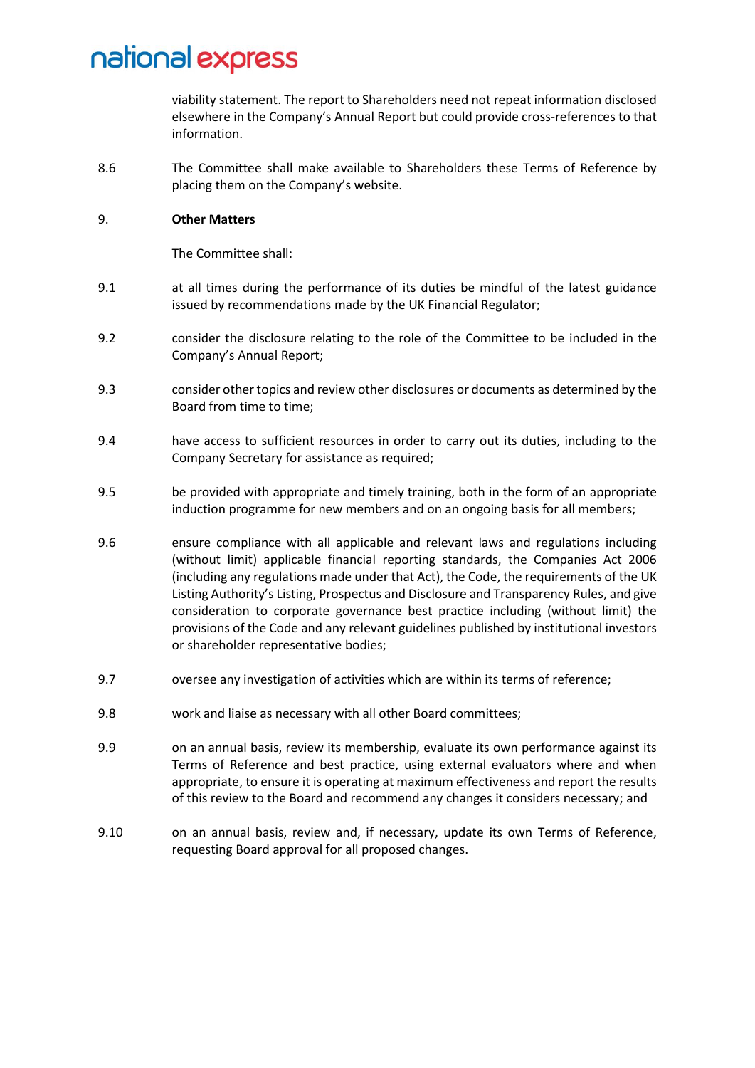viability statement. The report to Shareholders need not repeat information disclosed elsewhere in the Company's Annual Report but could provide cross-references to that information.

8.6 The Committee shall make available to Shareholders these Terms of Reference by placing them on the Company's website.

## 9. Other Matters

The Committee shall:

9.1 at all times during the performance of its duties be mindful of the latest guidance issued by recommendations made by the UK Financial Regulator;

9.2 consider the disclosure relating to the role of the Committee to be included in the Company's Annual Report;

9.3 consider other topics and review other disclosures or documents as determined by the Board from time to time;

9.4 have access to sufficient resources in order to carry out its duties, including to the Company Secretary for assistance as required;

9.5 be provided with appropriate and timely training, both in the form of an appropriate induction programme for new members and on an ongoing basis for all members;

9.6 ensure compliance with all applicable and relevant laws and regulations including (without limit) applicable financial reporting standards, the Companies Act 2006 (including any regulations made under that Act), the Code, the requirements of the UK Listing Authority's Listing, Prospectus and Disclosure and Transparency Rules, and give consideration to corporate governance best practice including (without limit) the provisions of the Code and any relevant guidelines published by institutional investors or shareholder representative bodies;

9.7 oversee any investigation of activities which are within its terms of reference;

9.8 work and liaise as necessary with all other Board committees;

9.9 on an annual basis, review its membership, evaluate its own performance against its Terms of Reference and best practice, using external evaluators where and when appropriate, to ensure it is operating at maximum effectiveness and report the results of this review to the Board and recommend any changes it considers necessary; and

9.10 on an annual basis, review and, if necessary, update its own Terms of Reference, requesting Board approval for all proposed changes.